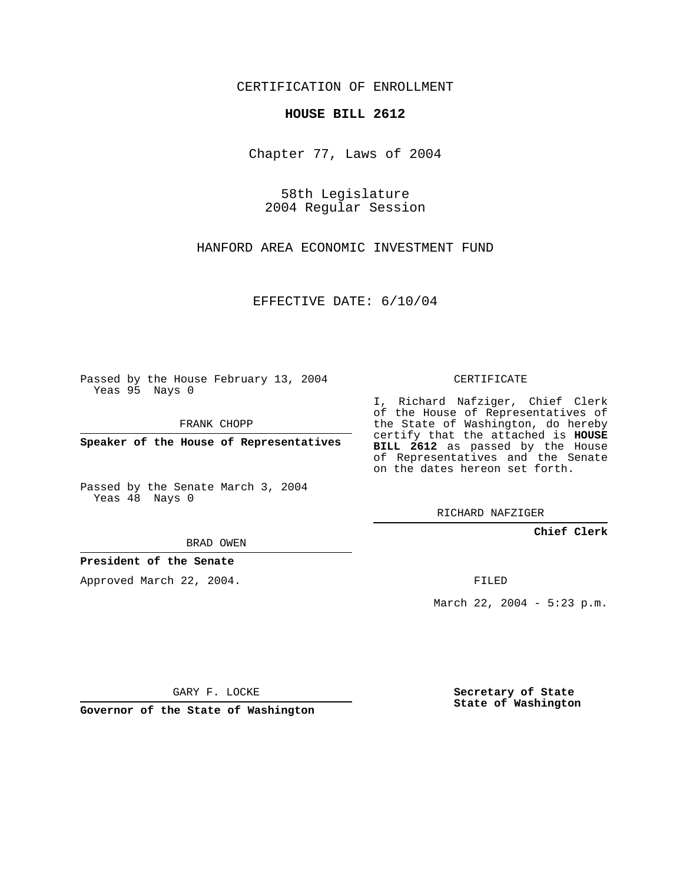CERTIFICATION OF ENROLLMENT

**HOUSE BILL 2612**

Chapter 77, Laws of 2004

58th Legislature
2004 Regular Session

HANFORD AREA ECONOMIC INVESTMENT FUND

EFFECTIVE DATE: 6/10/04

Passed by the House February 13, 2004
Yeas 95 Nays 0

FRANK CHOPP

**Speaker of the House of Representatives**

Passed by the Senate March 3, 2004
Yeas 48 Nays 0

BRAD OWEN

**President of the Senate**

Approved March 22, 2004.

GARY F. LOCKE

**Governor of the State of Washington**

CERTIFICATE

I, Richard Nafziger, Chief Clerk of the House of Representatives of the State of Washington, do hereby certify that the attached is **HOUSE BILL 2612** as passed by the House of Representatives and the Senate on the dates hereon set forth.

RICHARD NAFZIGER

**Chief Clerk**

FILED

March 22, 2004 - 5:23 p.m.

**Secretary of State**
**State of Washington**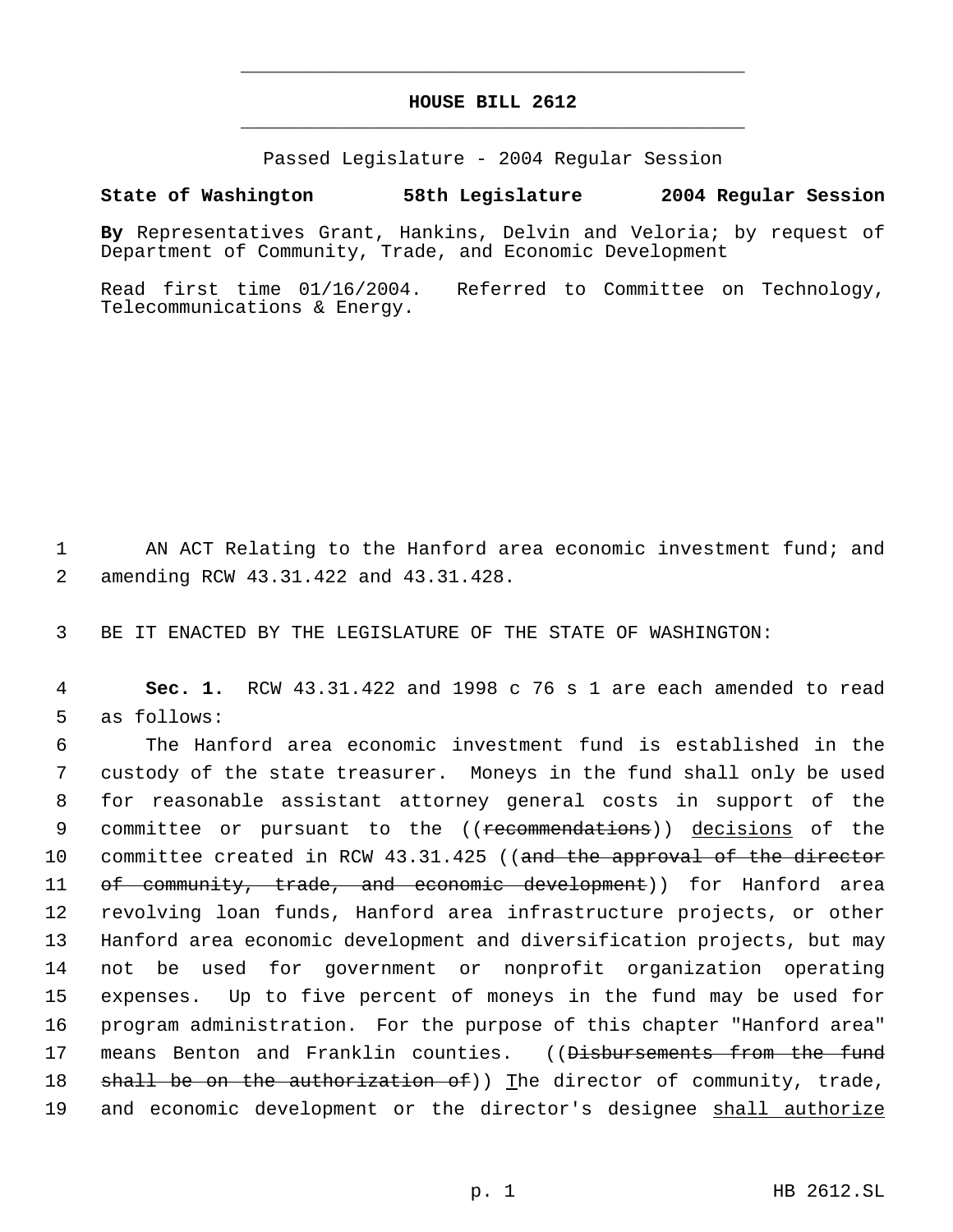# HOUSE BILL 2612

Passed Legislature - 2004 Regular Session

**State of Washington 58th Legislature 2004 Regular Session**

**By** Representatives Grant, Hankins, Delvin and Veloria; by request of Department of Community, Trade, and Economic Development

Read first time 01/16/2004. Referred to Committee on Technology, Telecommunications & Energy.

AN ACT Relating to the Hanford area economic investment fund; and amending RCW 43.31.422 and 43.31.428.

BE IT ENACTED BY THE LEGISLATURE OF THE STATE OF WASHINGTON:

**Sec. 1.** RCW 43.31.422 and 1998 c 76 s 1 are each amended to read as follows:

The Hanford area economic investment fund is established in the custody of the state treasurer. Moneys in the fund shall only be used for reasonable assistant attorney general costs in support of the committee or pursuant to the ((~~recommendations~~)) decisions of the committee created in RCW 43.31.425 ((~~and the approval of the director of community, trade, and economic development~~)) for Hanford area revolving loan funds, Hanford area infrastructure projects, or other Hanford area economic development and diversification projects, but may not be used for government or nonprofit organization operating expenses. Up to five percent of moneys in the fund may be used for program administration. For the purpose of this chapter "Hanford area" means Benton and Franklin counties. ((~~Disbursements from the fund shall be on the authorization of~~)) The director of community, trade, and economic development or the director's designee shall authorize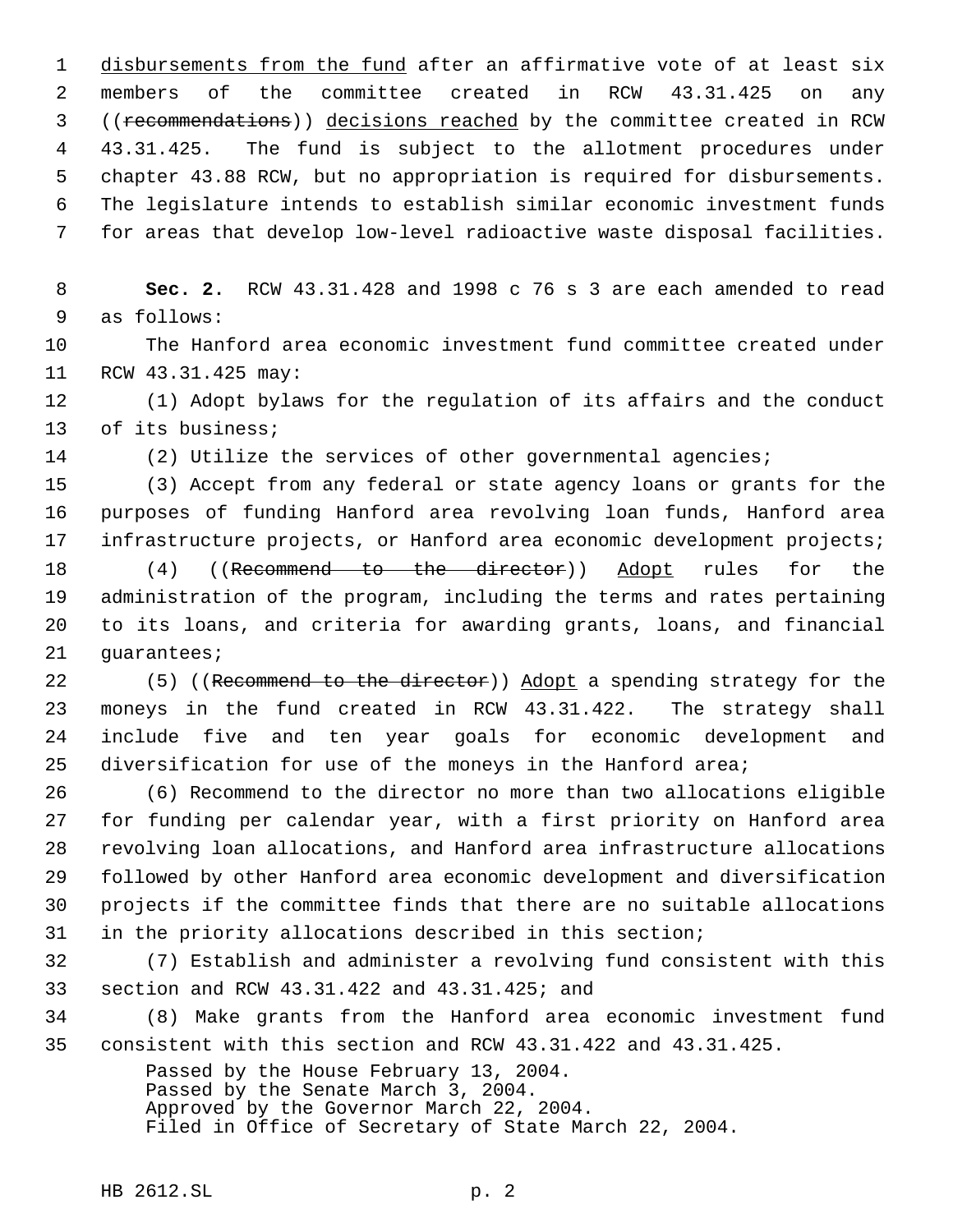disbursements from the fund after an affirmative vote of at least six members of the committee created in RCW 43.31.425 on any ((~~recommendations~~)) decisions reached by the committee created in RCW 43.31.425. The fund is subject to the allotment procedures under chapter 43.88 RCW, but no appropriation is required for disbursements. The legislature intends to establish similar economic investment funds for areas that develop low-level radioactive waste disposal facilities.

**Sec. 2.** RCW 43.31.428 and 1998 c 76 s 3 are each amended to read as follows:

The Hanford area economic investment fund committee created under RCW 43.31.425 may:

(1) Adopt bylaws for the regulation of its affairs and the conduct of its business;

(2) Utilize the services of other governmental agencies;

(3) Accept from any federal or state agency loans or grants for the purposes of funding Hanford area revolving loan funds, Hanford area infrastructure projects, or Hanford area economic development projects;

(4) ((~~Recommend to the director~~)) Adopt rules for the administration of the program, including the terms and rates pertaining to its loans, and criteria for awarding grants, loans, and financial guarantees;

(5) ((~~Recommend to the director~~)) Adopt a spending strategy for the moneys in the fund created in RCW 43.31.422. The strategy shall include five and ten year goals for economic development and diversification for use of the moneys in the Hanford area;

(6) Recommend to the director no more than two allocations eligible for funding per calendar year, with a first priority on Hanford area revolving loan allocations, and Hanford area infrastructure allocations followed by other Hanford area economic development and diversification projects if the committee finds that there are no suitable allocations in the priority allocations described in this section;

(7) Establish and administer a revolving fund consistent with this section and RCW 43.31.422 and 43.31.425; and

(8) Make grants from the Hanford area economic investment fund consistent with this section and RCW 43.31.422 and 43.31.425.

Passed by the House February 13, 2004.
Passed by the Senate March 3, 2004.
Approved by the Governor March 22, 2004.
Filed in Office of Secretary of State March 22, 2004.